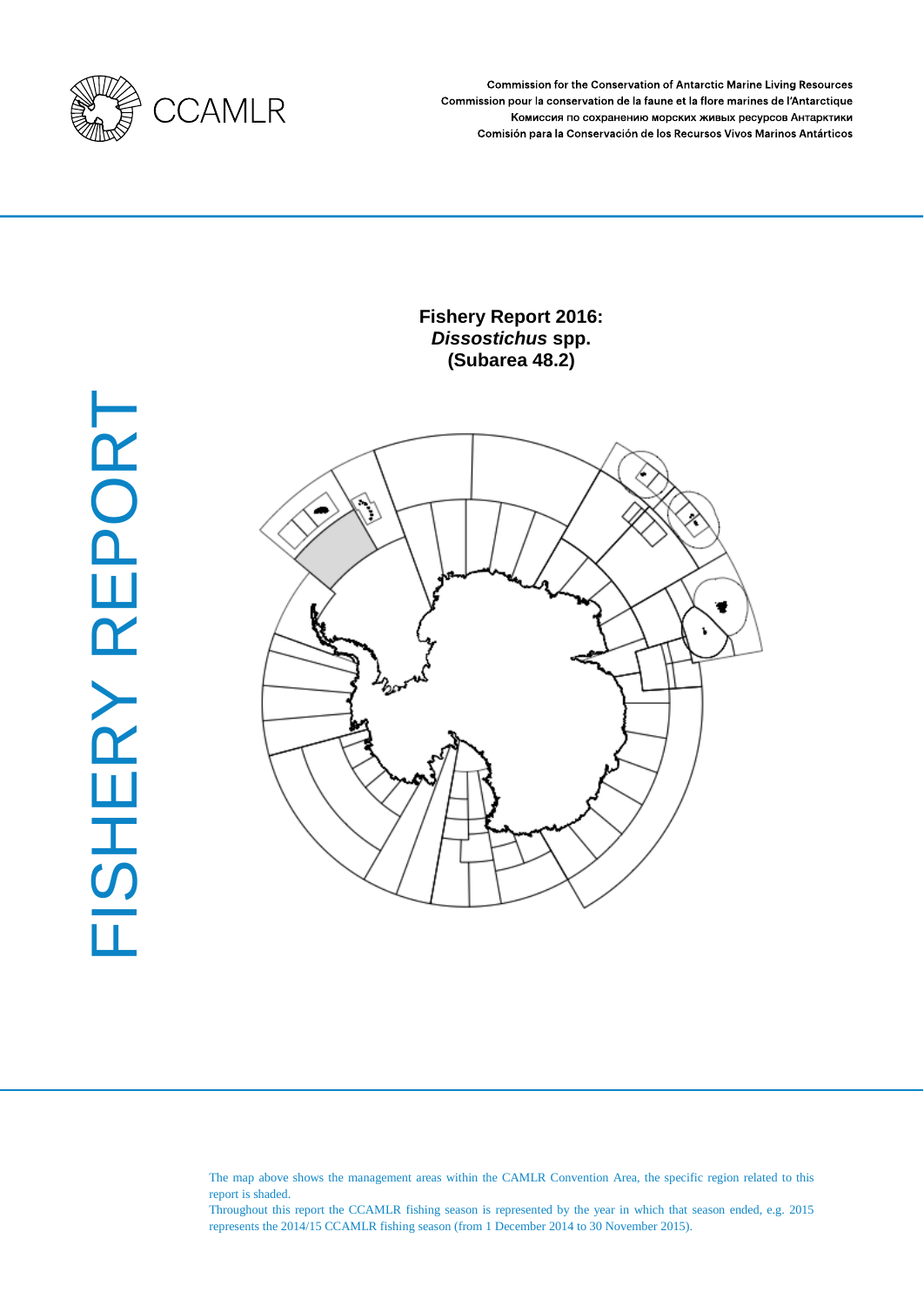CCAMLR

Commission for the Conservation of Antarctic Marine Living Resources
Commission pour la conservation de la faune et la flore marines de l'Antarctique
Комиссия по сохранению морских живых ресурсов Антарктики
Comisión para la Conservación de los Recursos Vivos Marinos Antárticos

FISHERY REPORT

# Fishery Report 2016: *Dissostichus* spp. (Subarea 48.2)

The map above shows the management areas within the CAMLR Convention Area, the specific region related to this report is shaded.
Throughout this report the CCAMLR fishing season is represented by the year in which that season ended, e.g. 2015 represents the 2014/15 CCAMLR fishing season (from 1 December 2014 to 30 November 2015).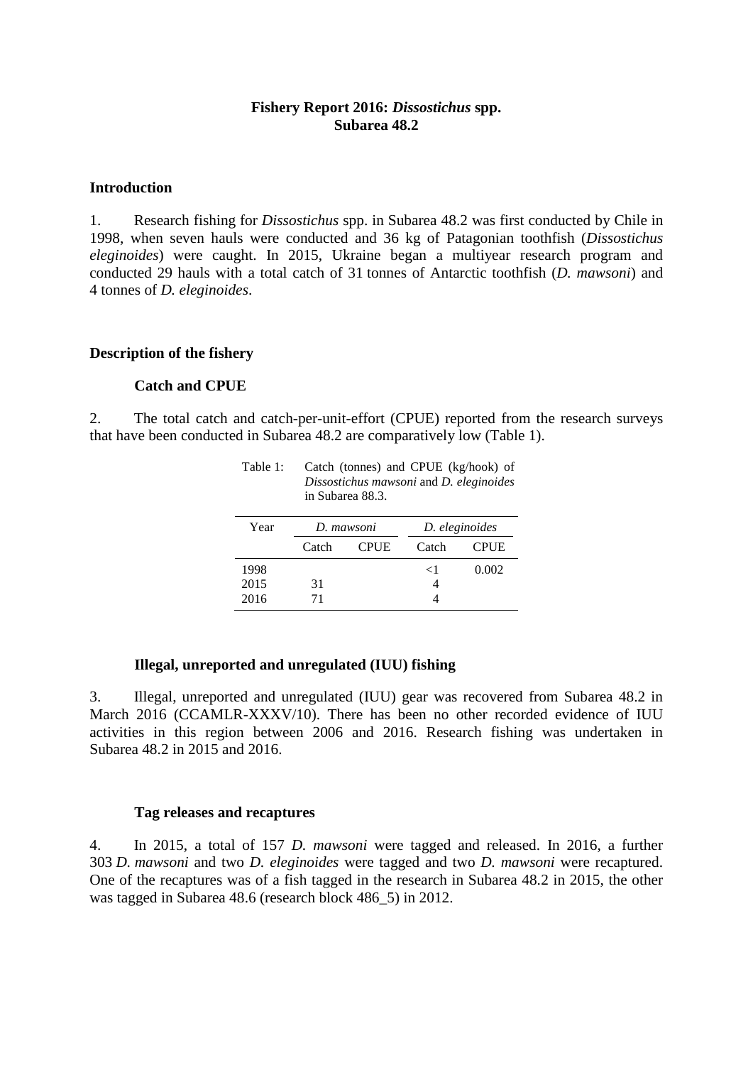# Fishery Report 2016: *Dissostichus* spp. Subarea 48.2

## Introduction

1. Research fishing for *Dissostichus* spp. in Subarea 48.2 was first conducted by Chile in 1998, when seven hauls were conducted and 36 kg of Patagonian toothfish (*Dissostichus eleginoides*) were caught. In 2015, Ukraine began a multiyear research program and conducted 29 hauls with a total catch of 31 tonnes of Antarctic toothfish (*D. mawsoni*) and 4 tonnes of *D. eleginoides*.

## Description of the fishery

### Catch and CPUE

2. The total catch and catch-per-unit-effort (CPUE) reported from the research surveys that have been conducted in Subarea 48.2 are comparatively low (Table 1).

Table 1: Catch (tonnes) and CPUE (kg/hook) of *Dissostichus mawsoni* and *D. eleginoides* in Subarea 88.3.

| Year | *D. mawsoni* | | *D. eleginoides* | |
|---|---|---|---|---|
| | Catch | CPUE | Catch | CPUE |
| 1998 | | | <1 | 0.002 |
| 2015 | 31 | | 4 | |
| 2016 | 71 | | 4 | |

### Illegal, unreported and unregulated (IUU) fishing

3. Illegal, unreported and unregulated (IUU) gear was recovered from Subarea 48.2 in March 2016 (CCAMLR-XXXV/10). There has been no other recorded evidence of IUU activities in this region between 2006 and 2016. Research fishing was undertaken in Subarea 48.2 in 2015 and 2016.

### Tag releases and recaptures

4. In 2015, a total of 157 *D. mawsoni* were tagged and released. In 2016, a further 303 *D. mawsoni* and two *D. eleginoides* were tagged and two *D. mawsoni* were recaptured. One of the recaptures was of a fish tagged in the research in Subarea 48.2 in 2015, the other was tagged in Subarea 48.6 (research block 486_5) in 2012.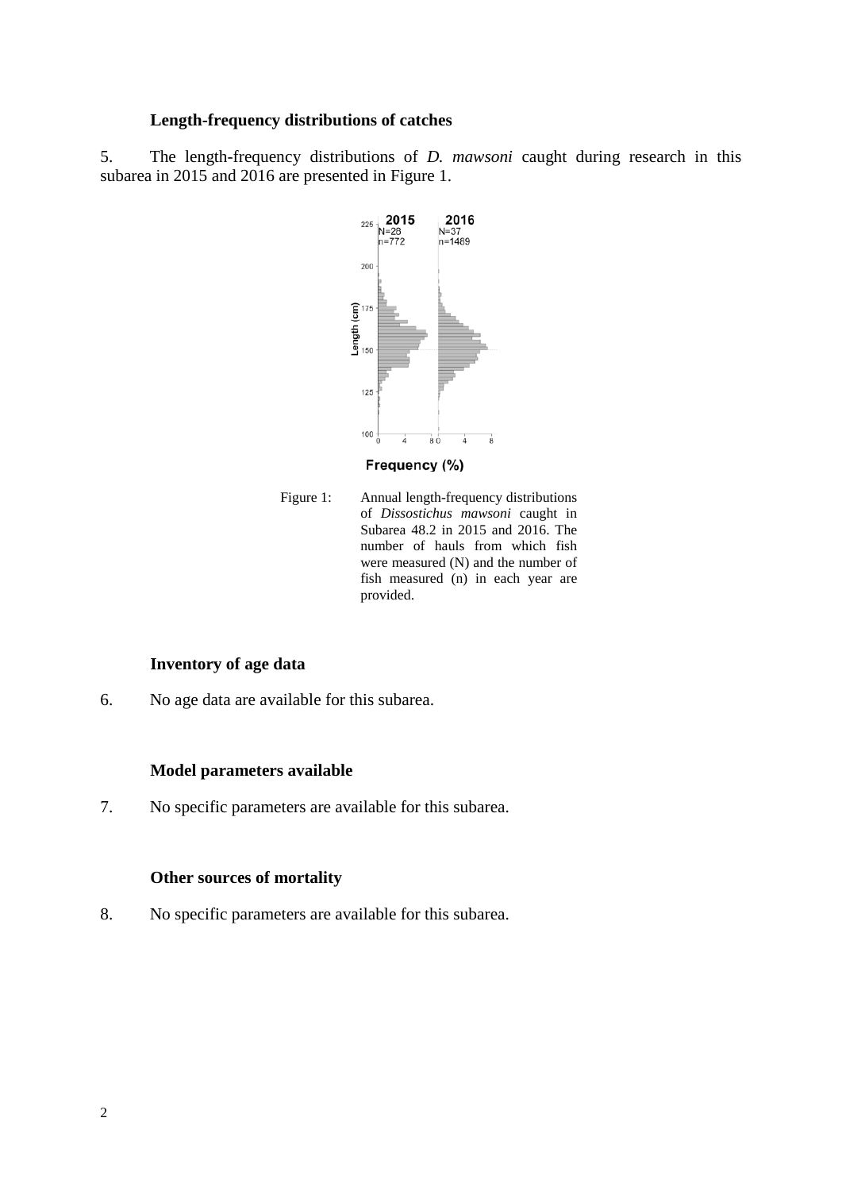### Length-frequency distributions of catches

5. The length-frequency distributions of *D. mawsoni* caught during research in this subarea in 2015 and 2016 are presented in Figure 1.

Figure 1: Annual length-frequency distributions of *Dissostichus mawsoni* caught in Subarea 48.2 in 2015 and 2016. The number of hauls from which fish were measured (N) and the number of fish measured (n) in each year are provided.

### Inventory of age data

6. No age data are available for this subarea.

### Model parameters available

7. No specific parameters are available for this subarea.

### Other sources of mortality

8. No specific parameters are available for this subarea.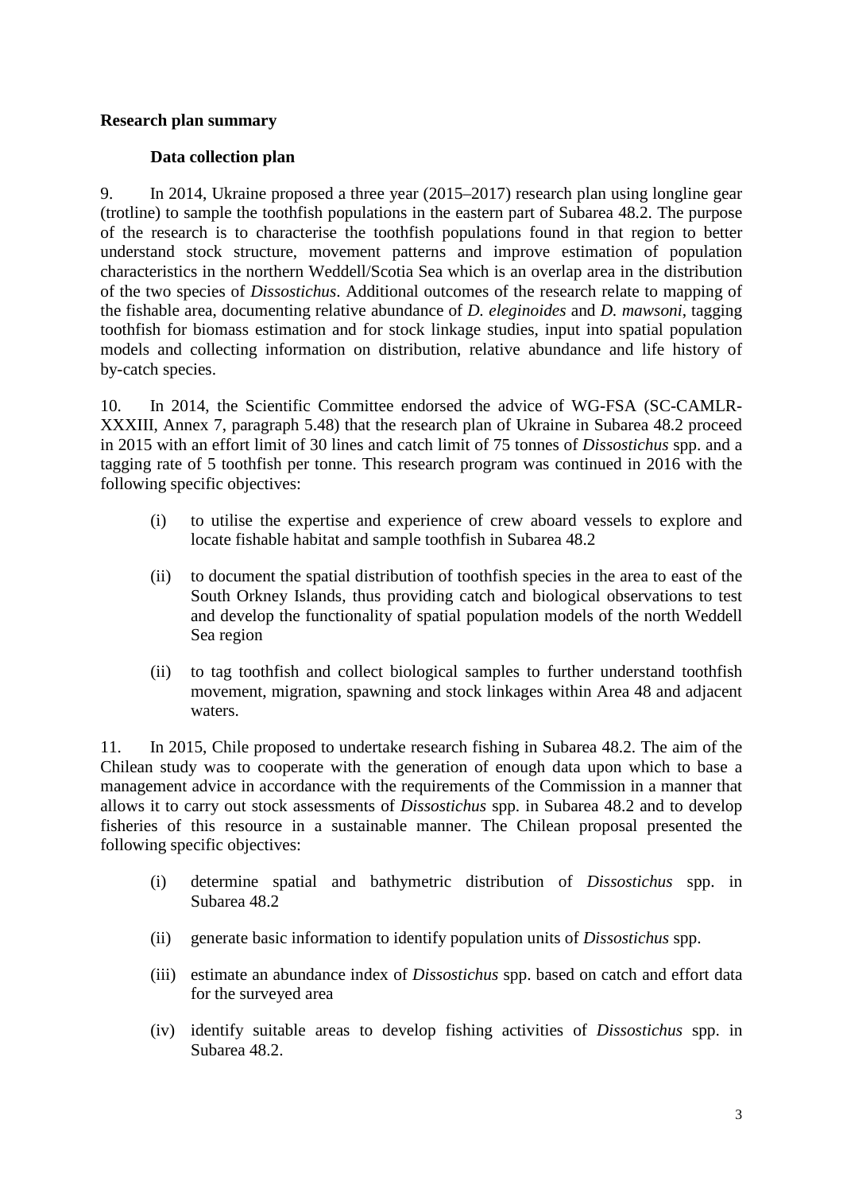**Research plan summary**

**Data collection plan**

9. In 2014, Ukraine proposed a three year (2015–2017) research plan using longline gear (trotline) to sample the toothfish populations in the eastern part of Subarea 48.2. The purpose of the research is to characterise the toothfish populations found in that region to better understand stock structure, movement patterns and improve estimation of population characteristics in the northern Weddell/Scotia Sea which is an overlap area in the distribution of the two species of *Dissostichus*. Additional outcomes of the research relate to mapping of the fishable area, documenting relative abundance of *D. eleginoides* and *D. mawsoni*, tagging toothfish for biomass estimation and for stock linkage studies, input into spatial population models and collecting information on distribution, relative abundance and life history of by-catch species.

10. In 2014, the Scientific Committee endorsed the advice of WG-FSA (SC-CAMLR-XXXIII, Annex 7, paragraph 5.48) that the research plan of Ukraine in Subarea 48.2 proceed in 2015 with an effort limit of 30 lines and catch limit of 75 tonnes of *Dissostichus* spp. and a tagging rate of 5 toothfish per tonne. This research program was continued in 2016 with the following specific objectives:

(i) to utilise the expertise and experience of crew aboard vessels to explore and locate fishable habitat and sample toothfish in Subarea 48.2

(ii) to document the spatial distribution of toothfish species in the area to east of the South Orkney Islands, thus providing catch and biological observations to test and develop the functionality of spatial population models of the north Weddell Sea region

(ii) to tag toothfish and collect biological samples to further understand toothfish movement, migration, spawning and stock linkages within Area 48 and adjacent waters.

11. In 2015, Chile proposed to undertake research fishing in Subarea 48.2. The aim of the Chilean study was to cooperate with the generation of enough data upon which to base a management advice in accordance with the requirements of the Commission in a manner that allows it to carry out stock assessments of *Dissostichus* spp. in Subarea 48.2 and to develop fisheries of this resource in a sustainable manner. The Chilean proposal presented the following specific objectives:

(i) determine spatial and bathymetric distribution of *Dissostichus* spp. in Subarea 48.2

(ii) generate basic information to identify population units of *Dissostichus* spp.

(iii) estimate an abundance index of *Dissostichus* spp. based on catch and effort data for the surveyed area

(iv) identify suitable areas to develop fishing activities of *Dissostichus* spp. in Subarea 48.2.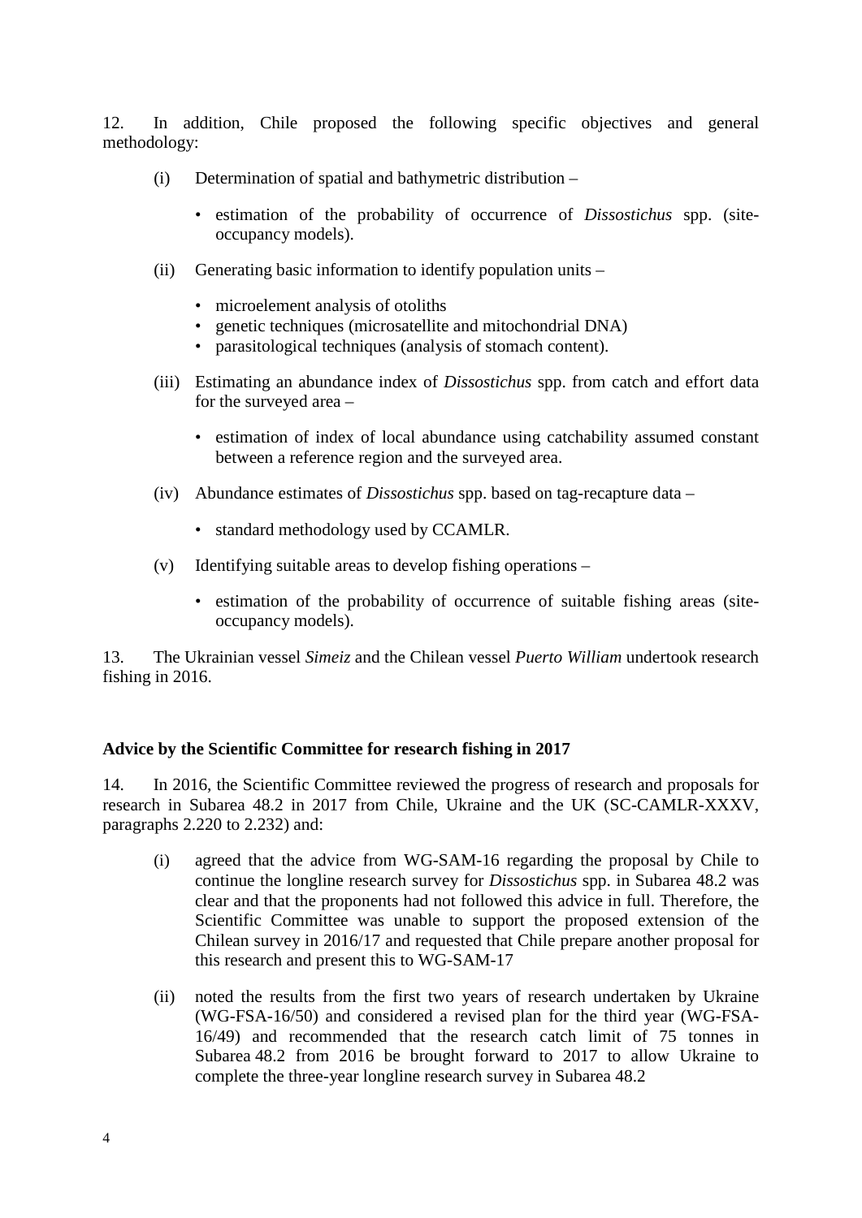12. In addition, Chile proposed the following specific objectives and general methodology:

(i) Determination of spatial and bathymetric distribution –

- estimation of the probability of occurrence of *Dissostichus* spp. (site-occupancy models).

(ii) Generating basic information to identify population units –

- microelement analysis of otoliths
- genetic techniques (microsatellite and mitochondrial DNA)
- parasitological techniques (analysis of stomach content).

(iii) Estimating an abundance index of *Dissostichus* spp. from catch and effort data for the surveyed area –

- estimation of index of local abundance using catchability assumed constant between a reference region and the surveyed area.

(iv) Abundance estimates of *Dissostichus* spp. based on tag-recapture data –

- standard methodology used by CCAMLR.

(v) Identifying suitable areas to develop fishing operations –

- estimation of the probability of occurrence of suitable fishing areas (site-occupancy models).

13. The Ukrainian vessel *Simeiz* and the Chilean vessel *Puerto William* undertook research fishing in 2016.

### Advice by the Scientific Committee for research fishing in 2017

14. In 2016, the Scientific Committee reviewed the progress of research and proposals for research in Subarea 48.2 in 2017 from Chile, Ukraine and the UK (SC-CAMLR-XXXV, paragraphs 2.220 to 2.232) and:

(i) agreed that the advice from WG-SAM-16 regarding the proposal by Chile to continue the longline research survey for *Dissostichus* spp. in Subarea 48.2 was clear and that the proponents had not followed this advice in full. Therefore, the Scientific Committee was unable to support the proposed extension of the Chilean survey in 2016/17 and requested that Chile prepare another proposal for this research and present this to WG-SAM-17

(ii) noted the results from the first two years of research undertaken by Ukraine (WG-FSA-16/50) and considered a revised plan for the third year (WG-FSA-16/49) and recommended that the research catch limit of 75 tonnes in Subarea 48.2 from 2016 be brought forward to 2017 to allow Ukraine to complete the three-year longline research survey in Subarea 48.2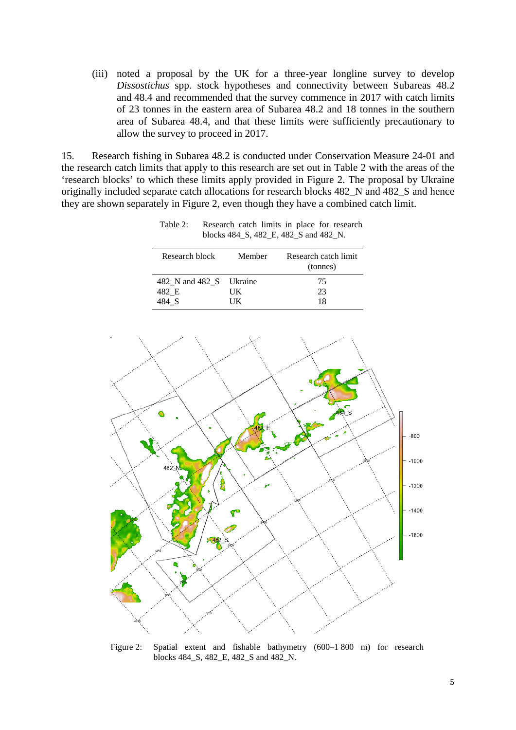(iii) noted a proposal by the UK for a three-year longline survey to develop *Dissostichus* spp. stock hypotheses and connectivity between Subareas 48.2 and 48.4 and recommended that the survey commence in 2017 with catch limits of 23 tonnes in the eastern area of Subarea 48.2 and 18 tonnes in the southern area of Subarea 48.4, and that these limits were sufficiently precautionary to allow the survey to proceed in 2017.

15. Research fishing in Subarea 48.2 is conducted under Conservation Measure 24-01 and the research catch limits that apply to this research are set out in Table 2 with the areas of the 'research blocks' to which these limits apply provided in Figure 2. The proposal by Ukraine originally included separate catch allocations for research blocks 482_N and 482_S and hence they are shown separately in Figure 2, even though they have a combined catch limit.

Table 2: Research catch limits in place for research blocks 484_S, 482_E, 482_S and 482_N.

| Research block | Member | Research catch limit (tonnes) |
|---|---|---|
| 482_N and 482_S | Ukraine | 75 |
| 482_E | UK | 23 |
| 484_S | UK | 18 |

484_S
482_E
482_N
482_S
-800
-1000
-1200
-1400
-1600

Figure 2: Spatial extent and fishable bathymetry (600–1 800 m) for research blocks 484_S, 482_E, 482_S and 482_N.